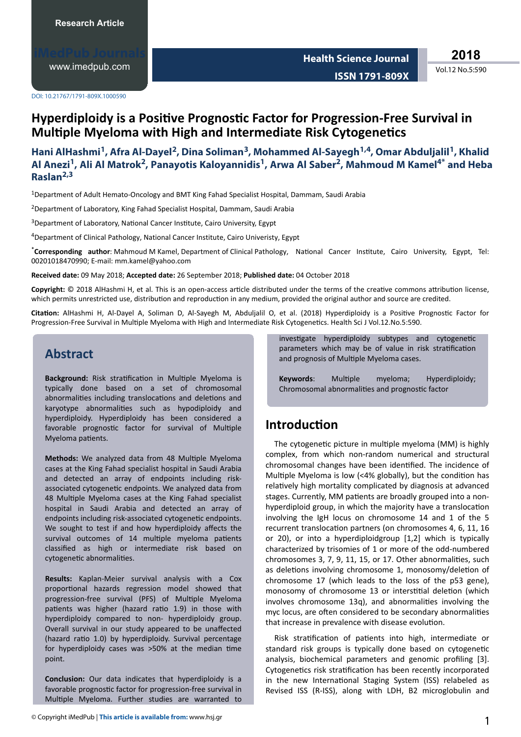Research Article

DOI: 10.21767/1791-809X.1000590

# Hyperdiploidy is a Positive Prognostic Factor for Progression-Free Survival in Multiple Myeloma with High and Intermediate Risk Cytogenetics

**Hani AlHashmi[1], Afra Al-Dayel[2], Dina Soliman[3], Mohammed Al-Sayegh[1,4], Omar Abduljalil[1], Khalid Al Anezi[1], Ali Al Matrok[2], Panayotis Kaloyannidis[1], Arwa Al Saber[2], Mahmoud M Kamel[4*] and Heba Raslan[2,3]**

[1]Department of Adult Hemato-Oncology and BMT King Fahad Specialist Hospital, Dammam, Saudi Arabia

[2]Department of Laboratory, King Fahad Specialist Hospital, Dammam, Saudi Arabia

[3]Department of Laboratory, National Cancer Institute, Cairo University, Egypt

[4]Department of Clinical Pathology, National Cancer Institute, Cairo Univeristy, Egypt

[*]**Corresponding author**: Mahmoud M Kamel, Department of Clinical Pathology, National Cancer Institute, Cairo University, Egypt, Tel: 00201018470990; E-mail: mm.kamel@yahoo.com

**Received date:** 09 May 2018; **Accepted date:** 26 September 2018; **Published date:** 04 October 2018

**Copyright:** © 2018 AlHashmi H, et al. This is an open-access article distributed under the terms of the creative commons attribution license, which permits unrestricted use, distribution and reproduction in any medium, provided the original author and source are credited.

**Citation:** AlHashmi H, Al-Dayel A, Soliman D, Al-Sayegh M, Abduljalil O, et al. (2018) Hyperdiploidy is a Positive Prognostic Factor for Progression-Free Survival in Multiple Myeloma with High and Intermediate Risk Cytogenetics. Health Sci J Vol.12.No.5:590.

## Abstract

**Background:** Risk stratification in Multiple Myeloma is typically done based on a set of chromosomal abnormalities including translocations and deletions and karyotype abnormalities such as hypodiploidy and hyperdiploidy. Hyperdiploidy has been considered a favorable prognostic factor for survival of Multiple Myeloma patients.

**Methods:** We analyzed data from 48 Multiple Myeloma cases at the King Fahad specialist hospital in Saudi Arabia and detected an array of endpoints including risk-associated cytogenetic endpoints. We analyzed data from 48 Multiple Myeloma cases at the King Fahad specialist hospital in Saudi Arabia and detected an array of endpoints including risk-associated cytogenetic endpoints. We sought to test if and how hyperdiploidy affects the survival outcomes of 14 multiple myeloma patients classified as high or intermediate risk based on cytogenetic abnormalities.

**Results:** Kaplan-Meier survival analysis with a Cox proportional hazards regression model showed that progression-free survival (PFS) of Multiple Myeloma patients was higher (hazard ratio 1.9) in those with hyperdiploidy compared to non- hyperdiploidy group. Overall survival in our study appeared to be unaffected (hazard ratio 1.0) by hyperdiploidy. Survival percentage for hyperdiploidy cases was >50% at the median time point.

**Conclusion:** Our data indicates that hyperdiploidy is a favorable prognostic factor for progression-free survival in Multiple Myeloma. Further studies are warranted to investigate hyperdiploidy subtypes and cytogenetic parameters which may be of value in risk stratification and prognosis of Multiple Myeloma cases.

**Keywords**: Multiple myeloma; Hyperdiploidy; Chromosomal abnormalities and prognostic factor

## Introduction

The cytogenetic picture in multiple myeloma (MM) is highly complex, from which non-random numerical and structural chromosomal changes have been identified. The incidence of Multiple Myeloma is low (<4% globally), but the condition has relatively high mortality complicated by diagnosis at advanced stages. Currently, MM patients are broadly grouped into a non-hyperdiploid group, in which the majority have a translocation involving the IgH locus on chromosome 14 and 1 of the 5 recurrent translocation partners (on chromosomes 4, 6, 11, 16 or 20), or into a hyperdiploidgroup [1,2] which is typically characterized by trisomies of 1 or more of the odd-numbered chromosomes 3, 7, 9, 11, 15, or 17. Other abnormalities, such as deletions involving chromosome 1, monosomy/deletion of chromosome 17 (which leads to the loss of the p53 gene), monosomy of chromosome 13 or interstitial deletion (which involves chromosome 13q), and abnormalities involving the myc locus, are often considered to be secondary abnormalities that increase in prevalence with disease evolution.

Risk stratification of patients into high, intermediate or standard risk groups is typically done based on cytogenetic analysis, biochemical parameters and genomic profiling [3]. Cytogenetics risk stratification has been recently incorporated in the new International Staging System (ISS) relabeled as Revised ISS (R-ISS), along with LDH, B2 microglobulin and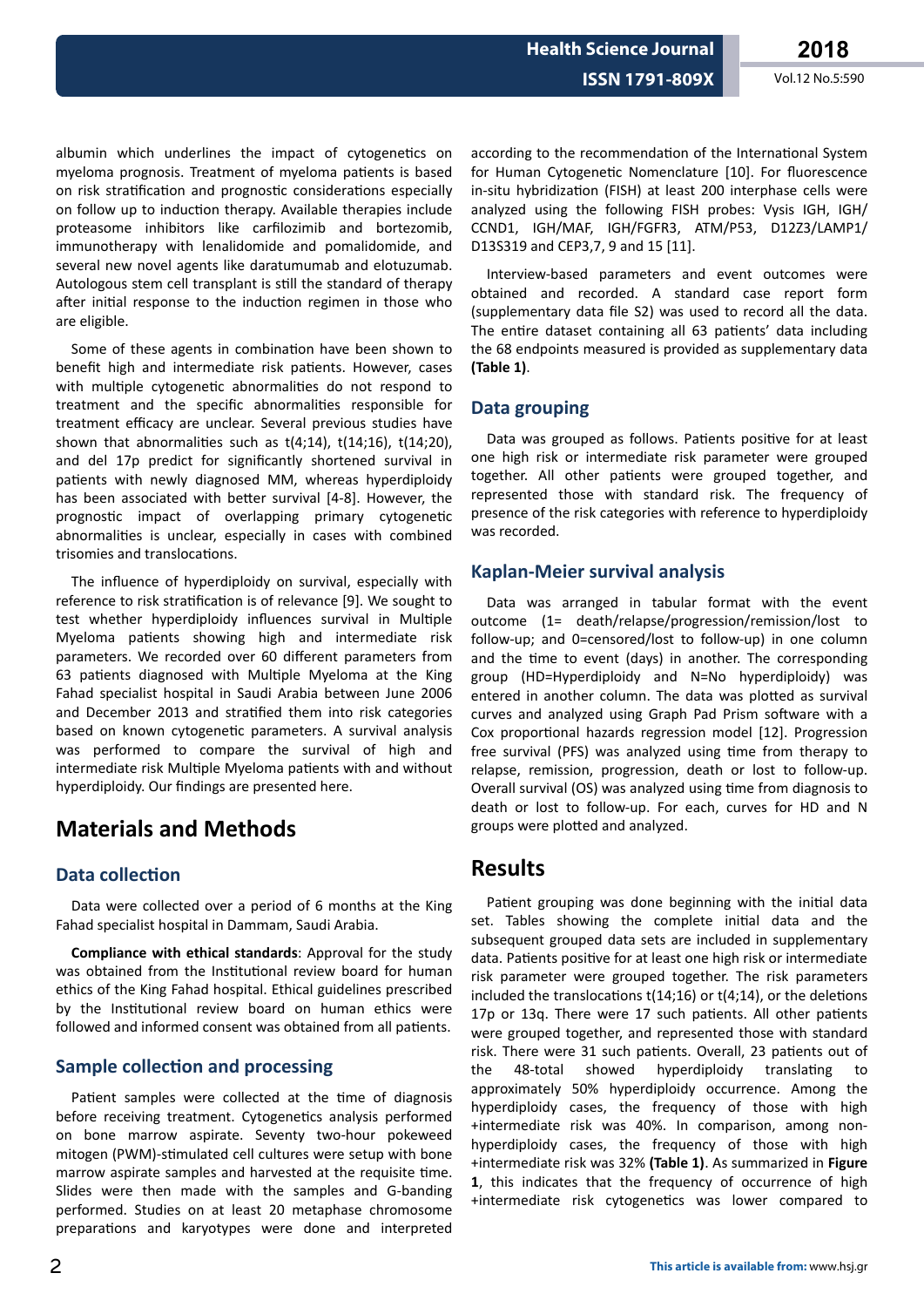albumin which underlines the impact of cytogenetics on myeloma prognosis. Treatment of myeloma patients is based on risk stratification and prognostic considerations especially on follow up to induction therapy. Available therapies include proteasome inhibitors like carfilozimib and bortezomib, immunotherapy with lenalidomide and pomalidomide, and several new novel agents like daratumumab and elotuzumab. Autologous stem cell transplant is still the standard of therapy after initial response to the induction regimen in those who are eligible.

Some of these agents in combination have been shown to benefit high and intermediate risk patients. However, cases with multiple cytogenetic abnormalities do not respond to treatment and the specific abnormalities responsible for treatment efficacy are unclear. Several previous studies have shown that abnormalities such as t(4;14), t(14;16), t(14;20), and del 17p predict for significantly shortened survival in patients with newly diagnosed MM, whereas hyperdiploidy has been associated with better survival [4-8]. However, the prognostic impact of overlapping primary cytogenetic abnormalities is unclear, especially in cases with combined trisomies and translocations.

The influence of hyperdiploidy on survival, especially with reference to risk stratification is of relevance [9]. We sought to test whether hyperdiploidy influences survival in Multiple Myeloma patients showing high and intermediate risk parameters. We recorded over 60 different parameters from 63 patients diagnosed with Multiple Myeloma at the King Fahad specialist hospital in Saudi Arabia between June 2006 and December 2013 and stratified them into risk categories based on known cytogenetic parameters. A survival analysis was performed to compare the survival of high and intermediate risk Multiple Myeloma patients with and without hyperdiploidy. Our findings are presented here.

# Materials and Methods

## Data collection

Data were collected over a period of 6 months at the King Fahad specialist hospital in Dammam, Saudi Arabia.

**Compliance with ethical standards**: Approval for the study was obtained from the Institutional review board for human ethics of the King Fahad hospital. Ethical guidelines prescribed by the Institutional review board on human ethics were followed and informed consent was obtained from all patients.

## Sample collection and processing

Patient samples were collected at the time of diagnosis before receiving treatment. Cytogenetics analysis performed on bone marrow aspirate. Seventy two-hour pokeweed mitogen (PWM)-stimulated cell cultures were setup with bone marrow aspirate samples and harvested at the requisite time. Slides were then made with the samples and G-banding performed. Studies on at least 20 metaphase chromosome preparations and karyotypes were done and interpreted according to the recommendation of the International System for Human Cytogenetic Nomenclature [10]. For fluorescence in-situ hybridization (FISH) at least 200 interphase cells were analyzed using the following FISH probes: Vysis IGH, IGH/CCND1, IGH/MAF, IGH/FGFR3, ATM/P53, D12Z3/LAMP1/D13S319 and CEP3,7, 9 and 15 [11].

Interview-based parameters and event outcomes were obtained and recorded. A standard case report form (supplementary data file S2) was used to record all the data. The entire dataset containing all 63 patients' data including the 68 endpoints measured is provided as supplementary data **(Table 1)**.

## Data grouping

Data was grouped as follows. Patients positive for at least one high risk or intermediate risk parameter were grouped together. All other patients were grouped together, and represented those with standard risk. The frequency of presence of the risk categories with reference to hyperdiploidy was recorded.

## Kaplan-Meier survival analysis

Data was arranged in tabular format with the event outcome (1= death/relapse/progression/remission/lost to follow-up; and 0=censored/lost to follow-up) in one column and the time to event (days) in another. The corresponding group (HD=Hyperdiploidy and N=No hyperdiploidy) was entered in another column. The data was plotted as survival curves and analyzed using Graph Pad Prism software with a Cox proportional hazards regression model [12]. Progression free survival (PFS) was analyzed using time from therapy to relapse, remission, progression, death or lost to follow-up. Overall survival (OS) was analyzed using time from diagnosis to death or lost to follow-up. For each, curves for HD and N groups were plotted and analyzed.

# Results

Patient grouping was done beginning with the initial data set. Tables showing the complete initial data and the subsequent grouped data sets are included in supplementary data. Patients positive for at least one high risk or intermediate risk parameter were grouped together. The risk parameters included the translocations t(14;16) or t(4;14), or the deletions 17p or 13q. There were 17 such patients. All other patients were grouped together, and represented those with standard risk. There were 31 such patients. Overall, 23 patients out of the 48-total showed hyperdiploidy translating to approximately 50% hyperdiploidy occurrence. Among the hyperdiploidy cases, the frequency of those with high +intermediate risk was 40%. In comparison, among non-hyperdiploidy cases, the frequency of those with high +intermediate risk was 32% **(Table 1)**. As summarized in **Figure 1**, this indicates that the frequency of occurrence of high +intermediate risk cytogenetics was lower compared to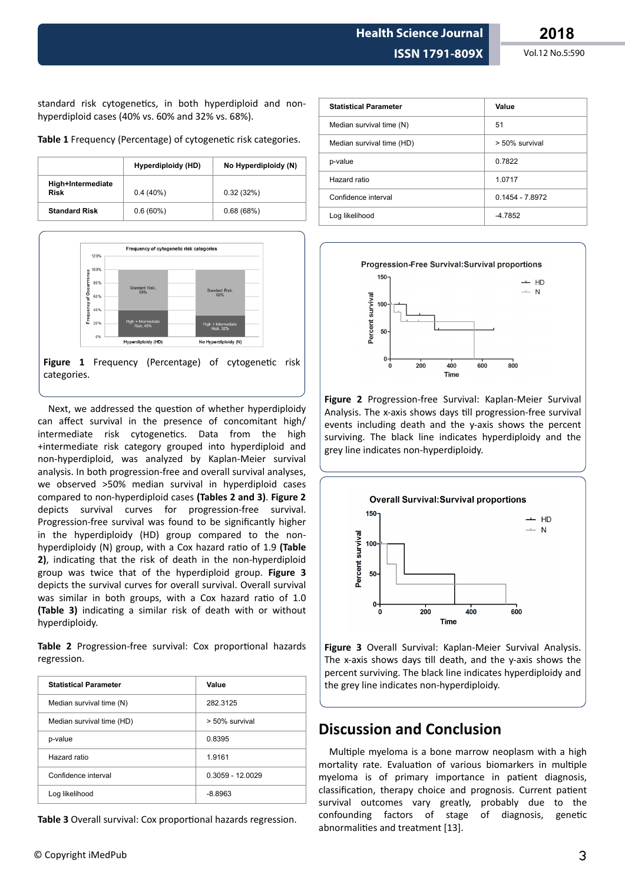standard risk cytogenetics, in both hyperdiploid and non-hyperdiploid cases (40% vs. 60% and 32% vs. 68%).

**Table 1** Frequency (Percentage) of cytogenetic risk categories.

| | Hyperdiploidy (HD) | No Hyperdiploidy (N) |
|---|---|---|
| **High+Intermediate Risk** | 0.4 (40%) | 0.32 (32%) |
| **Standard Risk** | 0.6 (60%) | 0.68 (68%) |

**Figure 1** Frequency (Percentage) of cytogenetic risk categories.

Next, we addressed the question of whether hyperdiploidy can affect survival in the presence of concomitant high/intermediate risk cytogenetics. Data from the high +intermediate risk category grouped into hyperdiploid and non-hyperdiploid, was analyzed by Kaplan-Meier survival analysis. In both progression-free and overall survival analyses, we observed >50% median survival in hyperdiploid cases compared to non-hyperdiploid cases **(Tables 2 and 3)**. **Figure 2** depicts survival curves for progression-free survival. Progression-free survival was found to be significantly higher in the hyperdiploidy (HD) group compared to the non-hyperdiploidy (N) group, with a Cox hazard ratio of 1.9 **(Table 2)**, indicating that the risk of death in the non-hyperdiploid group was twice that of the hyperdiploid group. **Figure 3** depicts the survival curves for overall survival. Overall survival was similar in both groups, with a Cox hazard ratio of 1.0 **(Table 3)** indicating a similar risk of death with or without hyperdiploidy.

**Table 2** Progression-free survival: Cox proportional hazards regression.

| Statistical Parameter | Value |
|---|---|
| Median survival time (N) | 282.3125 |
| Median survival time (HD) | > 50% survival |
| p-value | 0.8395 |
| Hazard ratio | 1.9161 |
| Confidence interval | 0.3059 - 12.0029 |
| Log likelihood | -8.8963 |

**Table 3** Overall survival: Cox proportional hazards regression.

| Statistical Parameter | Value |
|---|---|
| Median survival time (N) | 51 |
| Median survival time (HD) | > 50% survival |
| p-value | 0.7822 |
| Hazard ratio | 1.0717 |
| Confidence interval | 0.1454 - 7.8972 |
| Log likelihood | -4.7852 |

**Figure 2** Progression-free Survival: Kaplan-Meier Survival Analysis. The x-axis shows days till progression-free survival events including death and the y-axis shows the percent surviving. The black line indicates hyperdiploidy and the grey line indicates non-hyperdiploidy.

**Figure 3** Overall Survival: Kaplan-Meier Survival Analysis. The x-axis shows days till death, and the y-axis shows the percent surviving. The black line indicates hyperdiploidy and the grey line indicates non-hyperdiploidy.

## Discussion and Conclusion

Multiple myeloma is a bone marrow neoplasm with a high mortality rate. Evaluation of various biomarkers in multiple myeloma is of primary importance in patient diagnosis, classification, therapy choice and prognosis. Current patient survival outcomes vary greatly, probably due to the confounding factors of stage of diagnosis, genetic abnormalities and treatment [13].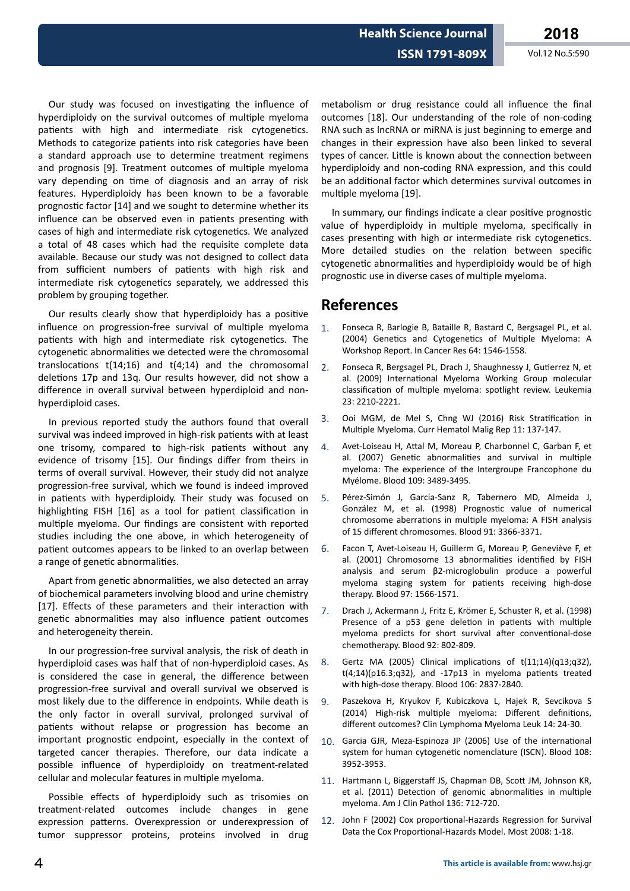Our study was focused on investigating the influence of hyperdiploidy on the survival outcomes of multiple myeloma patients with high and intermediate risk cytogenetics. Methods to categorize patients into risk categories have been a standard approach use to determine treatment regimens and prognosis [9]. Treatment outcomes of multiple myeloma vary depending on time of diagnosis and an array of risk features. Hyperdiploidy has been known to be a favorable prognostic factor [14] and we sought to determine whether its influence can be observed even in patients presenting with cases of high and intermediate risk cytogenetics. We analyzed a total of 48 cases which had the requisite complete data available. Because our study was not designed to collect data from sufficient numbers of patients with high risk and intermediate risk cytogenetics separately, we addressed this problem by grouping together.

Our results clearly show that hyperdiploidy has a positive influence on progression-free survival of multiple myeloma patients with high and intermediate risk cytogenetics. The cytogenetic abnormalities we detected were the chromosomal translocations t(14;16) and t(4;14) and the chromosomal deletions 17p and 13q. Our results however, did not show a difference in overall survival between hyperdiploid and non-hyperdiploid cases.

In previous reported study the authors found that overall survival was indeed improved in high-risk patients with at least one trisomy, compared to high-risk patients without any evidence of trisomy [15]. Our findings differ from theirs in terms of overall survival. However, their study did not analyze progression-free survival, which we found is indeed improved in patients with hyperdiploidy. Their study was focused on highlighting FISH [16] as a tool for patient classification in multiple myeloma. Our findings are consistent with reported studies including the one above, in which heterogeneity of patient outcomes appears to be linked to an overlap between a range of genetic abnormalities.

Apart from genetic abnormalities, we also detected an array of biochemical parameters involving blood and urine chemistry [17]. Effects of these parameters and their interaction with genetic abnormalities may also influence patient outcomes and heterogeneity therein.

In our progression-free survival analysis, the risk of death in hyperdiploid cases was half that of non-hyperdiploid cases. As is considered the case in general, the difference between progression-free survival and overall survival we observed is most likely due to the difference in endpoints. While death is the only factor in overall survival, prolonged survival of patients without relapse or progression has become an important prognostic endpoint, especially in the context of targeted cancer therapies. Therefore, our data indicate a possible influence of hyperdiploidy on treatment-related cellular and molecular features in multiple myeloma.

Possible effects of hyperdiploidy such as trisomies on treatment-related outcomes include changes in gene expression patterns. Overexpression or underexpression of tumor suppressor proteins, proteins involved in drug metabolism or drug resistance could all influence the final outcomes [18]. Our understanding of the role of non-coding RNA such as lncRNA or miRNA is just beginning to emerge and changes in their expression have also been linked to several types of cancer. Little is known about the connection between hyperdiploidy and non-coding RNA expression, and this could be an additional factor which determines survival outcomes in multiple myeloma [19].

In summary, our findings indicate a clear positive prognostic value of hyperdiploidy in multiple myeloma, specifically in cases presenting with high or intermediate risk cytogenetics. More detailed studies on the relation between specific cytogenetic abnormalities and hyperdiploidy would be of high prognostic use in diverse cases of multiple myeloma.

## References

1. Fonseca R, Barlogie B, Bataille R, Bastard C, Bergsagel PL, et al. (2004) Genetics and Cytogenetics of Multiple Myeloma: A Workshop Report. In Cancer Res 64: 1546-1558.
2. Fonseca R, Bergsagel PL, Drach J, Shaughnessy J, Gutierrez N, et al. (2009) International Myeloma Working Group molecular classification of multiple myeloma: spotlight review. Leukemia 23: 2210-2221.
3. Ooi MGM, de Mel S, Chng WJ (2016) Risk Stratification in Multiple Myeloma. Curr Hematol Malig Rep 11: 137-147.
4. Avet-Loiseau H, Attal M, Moreau P, Charbonnel C, Garban F, et al. (2007) Genetic abnormalities and survival in multiple myeloma: The experience of the Intergroupe Francophone du Myélome. Blood 109: 3489-3495.
5. Pérez-Simón J, García-Sanz R, Tabernero MD, Almeida J, González M, et al. (1998) Prognostic value of numerical chromosome aberrations in multiple myeloma: A FISH analysis of 15 different chromosomes. Blood 91: 3366-3371.
6. Facon T, Avet-Loiseau H, Guillerm G, Moreau P, Geneviève F, et al. (2001) Chromosome 13 abnormalities identified by FISH analysis and serum β2-microglobulin produce a powerful myeloma staging system for patients receiving high-dose therapy. Blood 97: 1566-1571.
7. Drach J, Ackermann J, Fritz E, Krömer E, Schuster R, et al. (1998) Presence of a p53 gene deletion in patients with multiple myeloma predicts for short survival after conventional-dose chemotherapy. Blood 92: 802-809.
8. Gertz MA (2005) Clinical implications of t(11;14)(q13;q32), t(4;14)(p16.3;q32), and -17p13 in myeloma patients treated with high-dose therapy. Blood 106: 2837-2840.
9. Paszekova H, Kryukov F, Kubiczkova L, Hajek R, Sevcikova S (2014) High-risk multiple myeloma: Different definitions, different outcomes? Clin Lymphoma Myeloma Leuk 14: 24-30.
10. Garcia GJR, Meza-Espinoza JP (2006) Use of the international system for human cytogenetic nomenclature (ISCN). Blood 108: 3952-3953.
11. Hartmann L, Biggerstaff JS, Chapman DB, Scott JM, Johnson KR, et al. (2011) Detection of genomic abnormalities in multiple myeloma. Am J Clin Pathol 136: 712-720.
12. John F (2002) Cox proportional-Hazards Regression for Survival Data the Cox Proportional-Hazards Model. Most 2008: 1-18.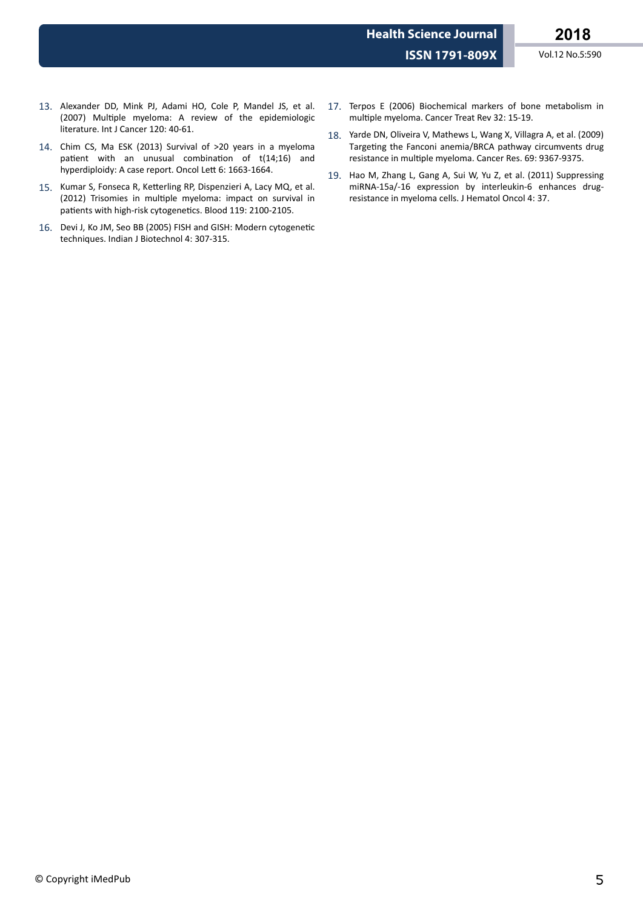13. Alexander DD, Mink PJ, Adami HO, Cole P, Mandel JS, et al. (2007) Multiple myeloma: A review of the epidemiologic literature. Int J Cancer 120: 40-61.
14. Chim CS, Ma ESK (2013) Survival of >20 years in a myeloma patient with an unusual combination of t(14;16) and hyperdiploidy: A case report. Oncol Lett 6: 1663-1664.
15. Kumar S, Fonseca R, Ketterling RP, Dispenzieri A, Lacy MQ, et al. (2012) Trisomies in multiple myeloma: impact on survival in patients with high-risk cytogenetics. Blood 119: 2100-2105.
16. Devi J, Ko JM, Seo BB (2005) FISH and GISH: Modern cytogenetic techniques. Indian J Biotechnol 4: 307-315.
17. Terpos E (2006) Biochemical markers of bone metabolism in multiple myeloma. Cancer Treat Rev 32: 15-19.
18. Yarde DN, Oliveira V, Mathews L, Wang X, Villagra A, et al. (2009) Targeting the Fanconi anemia/BRCA pathway circumvents drug resistance in multiple myeloma. Cancer Res. 69: 9367-9375.
19. Hao M, Zhang L, Gang A, Sui W, Yu Z, et al. (2011) Suppressing miRNA-15a/-16 expression by interleukin-6 enhances drug-resistance in myeloma cells. J Hematol Oncol 4: 37.